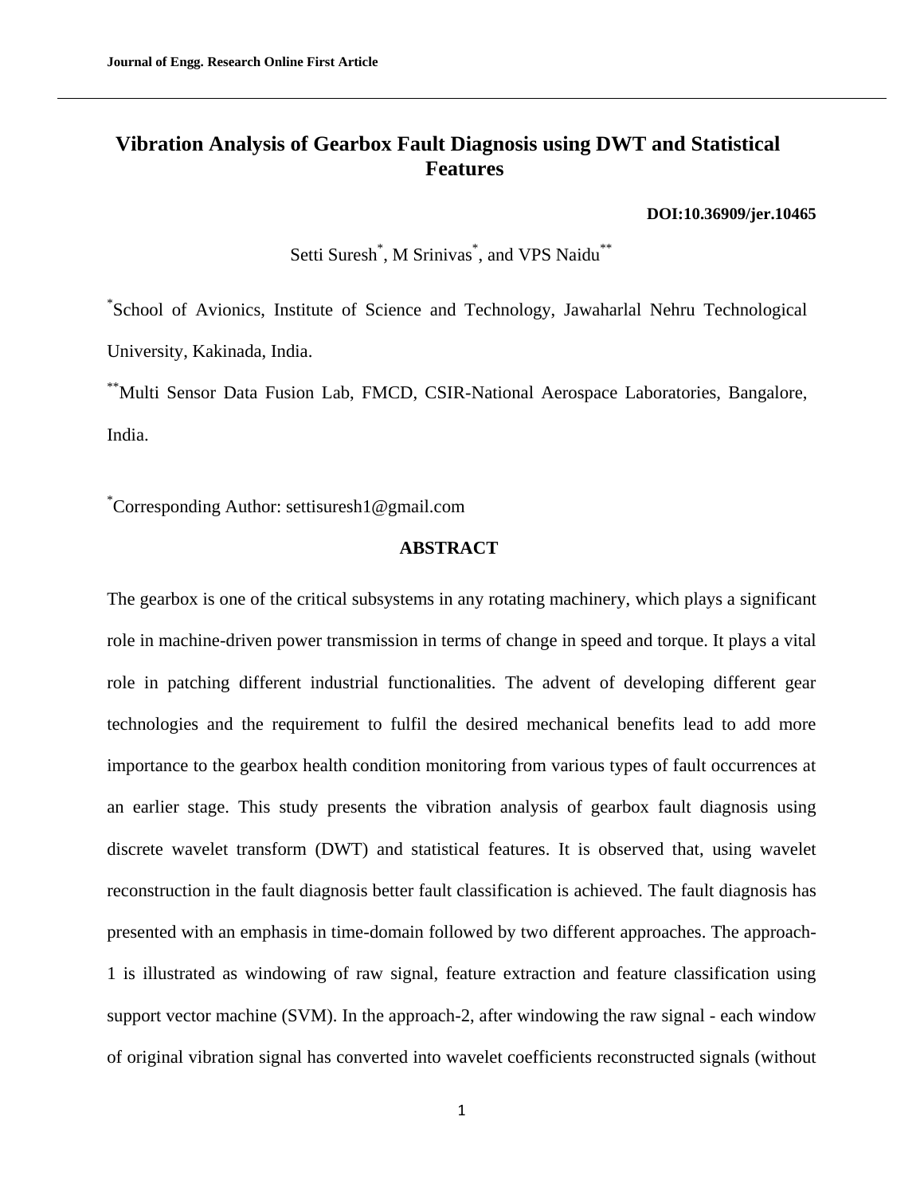# Vibration Analysis of Gearbox Fault Diagnosis using DWT and Statistical Features

**DOI:10.36909/jer.10465**

Setti Suresh[*], M Srinivas[*], and VPS Naidu[**]

[*]School of Avionics, Institute of Science and Technology, Jawaharlal Nehru Technological University, Kakinada, India.

[**]Multi Sensor Data Fusion Lab, FMCD, CSIR-National Aerospace Laboratories, Bangalore, India.

[*]Corresponding Author: settisuresh1@gmail.com

## ABSTRACT

The gearbox is one of the critical subsystems in any rotating machinery, which plays a significant role in machine-driven power transmission in terms of change in speed and torque. It plays a vital role in patching different industrial functionalities. The advent of developing different gear technologies and the requirement to fulfil the desired mechanical benefits lead to add more importance to the gearbox health condition monitoring from various types of fault occurrences at an earlier stage. This study presents the vibration analysis of gearbox fault diagnosis using discrete wavelet transform (DWT) and statistical features. It is observed that, using wavelet reconstruction in the fault diagnosis better fault classification is achieved. The fault diagnosis has presented with an emphasis in time-domain followed by two different approaches. The approach-1 is illustrated as windowing of raw signal, feature extraction and feature classification using support vector machine (SVM). In the approach-2, after windowing the raw signal - each window of original vibration signal has converted into wavelet coefficients reconstructed signals (without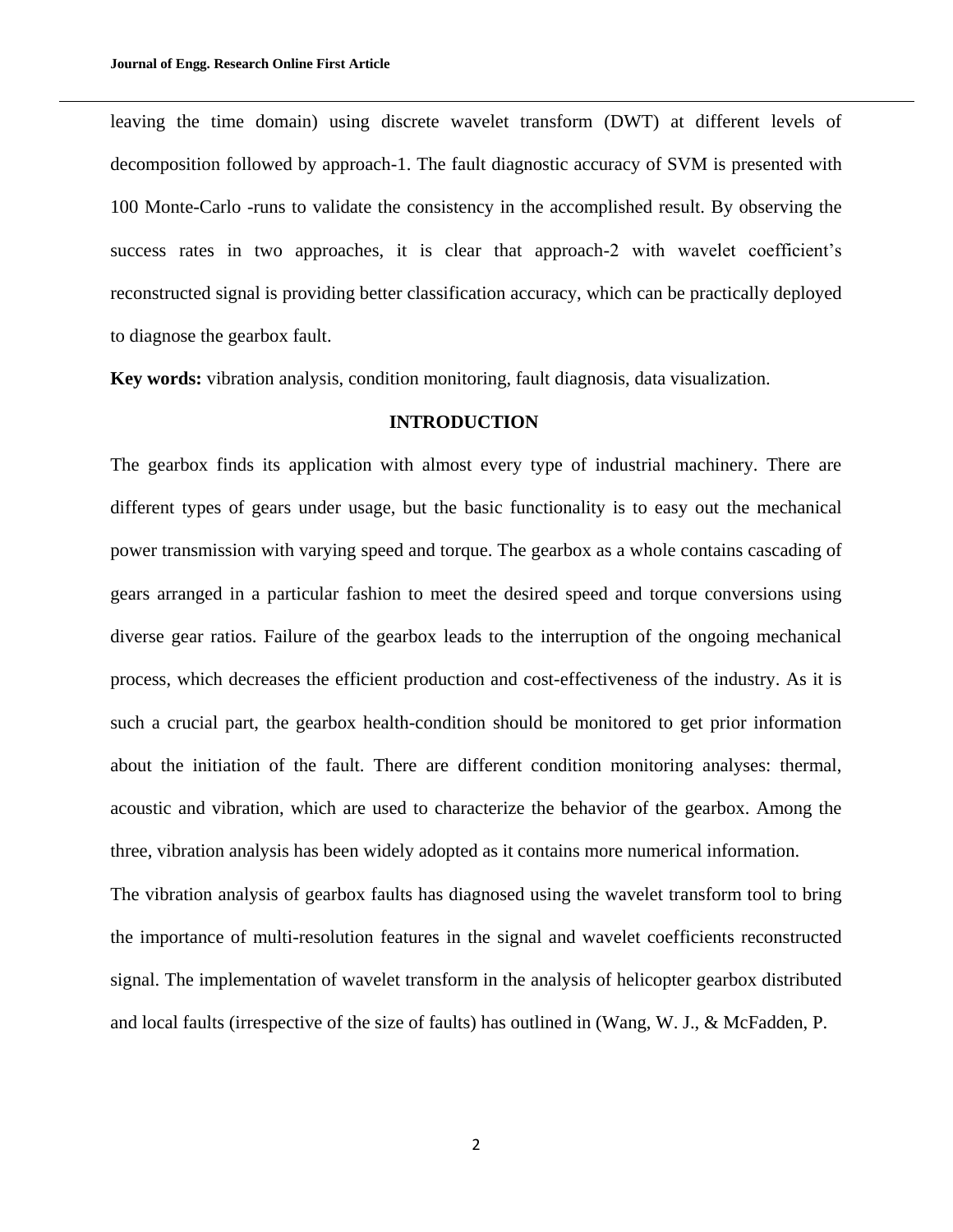leaving the time domain) using discrete wavelet transform (DWT) at different levels of decomposition followed by approach-1. The fault diagnostic accuracy of SVM is presented with 100 Monte-Carlo -runs to validate the consistency in the accomplished result. By observing the success rates in two approaches, it is clear that approach-2 with wavelet coefficient's reconstructed signal is providing better classification accuracy, which can be practically deployed to diagnose the gearbox fault.

**Key words:** vibration analysis, condition monitoring, fault diagnosis, data visualization.

## INTRODUCTION

The gearbox finds its application with almost every type of industrial machinery. There are different types of gears under usage, but the basic functionality is to easy out the mechanical power transmission with varying speed and torque. The gearbox as a whole contains cascading of gears arranged in a particular fashion to meet the desired speed and torque conversions using diverse gear ratios. Failure of the gearbox leads to the interruption of the ongoing mechanical process, which decreases the efficient production and cost-effectiveness of the industry. As it is such a crucial part, the gearbox health-condition should be monitored to get prior information about the initiation of the fault. There are different condition monitoring analyses: thermal, acoustic and vibration, which are used to characterize the behavior of the gearbox. Among the three, vibration analysis has been widely adopted as it contains more numerical information.

The vibration analysis of gearbox faults has diagnosed using the wavelet transform tool to bring the importance of multi-resolution features in the signal and wavelet coefficients reconstructed signal. The implementation of wavelet transform in the analysis of helicopter gearbox distributed and local faults (irrespective of the size of faults) has outlined in (Wang, W. J., & McFadden, P.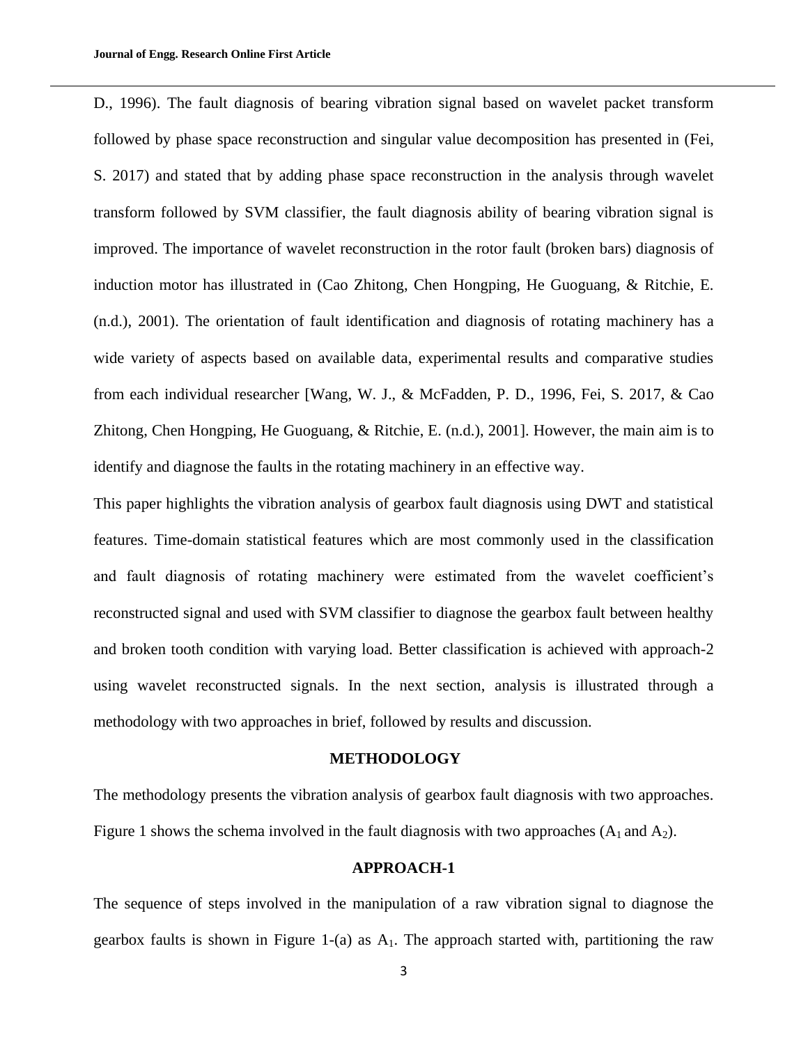D., 1996). The fault diagnosis of bearing vibration signal based on wavelet packet transform followed by phase space reconstruction and singular value decomposition has presented in (Fei, S. 2017) and stated that by adding phase space reconstruction in the analysis through wavelet transform followed by SVM classifier, the fault diagnosis ability of bearing vibration signal is improved. The importance of wavelet reconstruction in the rotor fault (broken bars) diagnosis of induction motor has illustrated in (Cao Zhitong, Chen Hongping, He Guoguang, & Ritchie, E. (n.d.), 2001). The orientation of fault identification and diagnosis of rotating machinery has a wide variety of aspects based on available data, experimental results and comparative studies from each individual researcher [Wang, W. J., & McFadden, P. D., 1996, Fei, S. 2017, & Cao Zhitong, Chen Hongping, He Guoguang, & Ritchie, E. (n.d.), 2001]. However, the main aim is to identify and diagnose the faults in the rotating machinery in an effective way.

This paper highlights the vibration analysis of gearbox fault diagnosis using DWT and statistical features. Time-domain statistical features which are most commonly used in the classification and fault diagnosis of rotating machinery were estimated from the wavelet coefficient's reconstructed signal and used with SVM classifier to diagnose the gearbox fault between healthy and broken tooth condition with varying load. Better classification is achieved with approach-2 using wavelet reconstructed signals. In the next section, analysis is illustrated through a methodology with two approaches in brief, followed by results and discussion.

## METHODOLOGY

The methodology presents the vibration analysis of gearbox fault diagnosis with two approaches. Figure 1 shows the schema involved in the fault diagnosis with two approaches ($A_1$ and $A_2$).

### APPROACH-1

The sequence of steps involved in the manipulation of a raw vibration signal to diagnose the gearbox faults is shown in Figure 1-(a) as $A_1$. The approach started with, partitioning the raw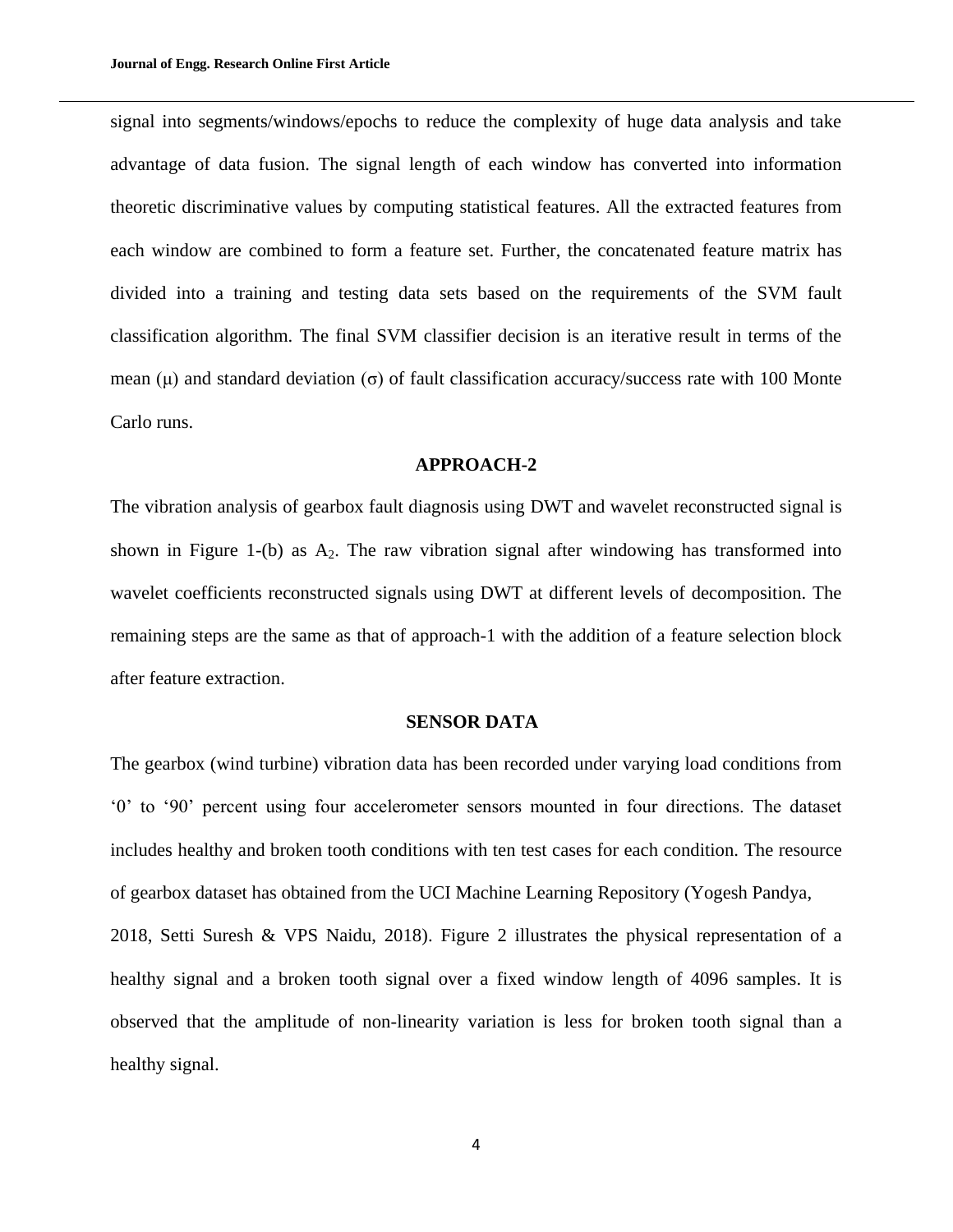signal into segments/windows/epochs to reduce the complexity of huge data analysis and take advantage of data fusion. The signal length of each window has converted into information theoretic discriminative values by computing statistical features. All the extracted features from each window are combined to form a feature set. Further, the concatenated feature matrix has divided into a training and testing data sets based on the requirements of the SVM fault classification algorithm. The final SVM classifier decision is an iterative result in terms of the mean ($\mu$) and standard deviation ($\sigma$) of fault classification accuracy/success rate with 100 Monte Carlo runs.

## APPROACH-2

The vibration analysis of gearbox fault diagnosis using DWT and wavelet reconstructed signal is shown in Figure 1-(b) as $A_2$. The raw vibration signal after windowing has transformed into wavelet coefficients reconstructed signals using DWT at different levels of decomposition. The remaining steps are the same as that of approach-1 with the addition of a feature selection block after feature extraction.

## SENSOR DATA

The gearbox (wind turbine) vibration data has been recorded under varying load conditions from ‘0’ to ‘90’ percent using four accelerometer sensors mounted in four directions. The dataset includes healthy and broken tooth conditions with ten test cases for each condition. The resource of gearbox dataset has obtained from the UCI Machine Learning Repository (Yogesh Pandya, 2018, Setti Suresh & VPS Naidu, 2018). Figure 2 illustrates the physical representation of a healthy signal and a broken tooth signal over a fixed window length of 4096 samples. It is observed that the amplitude of non-linearity variation is less for broken tooth signal than a healthy signal.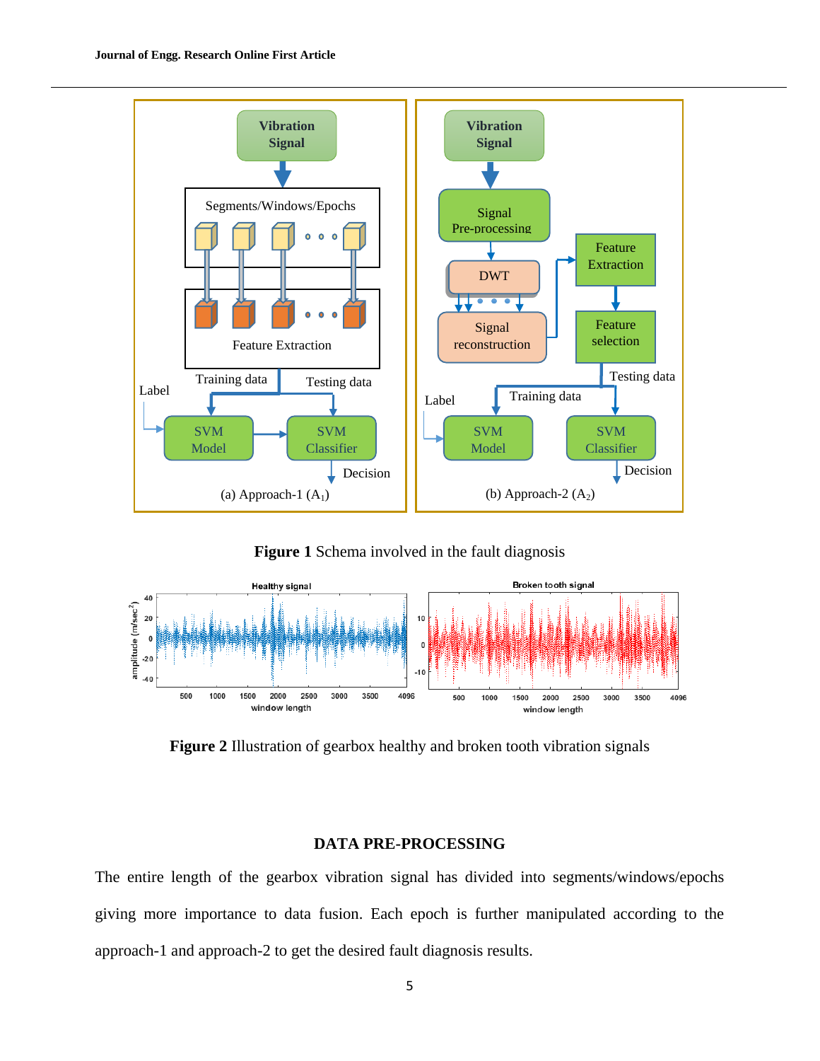**Figure 1** Schema involved in the fault diagnosis

**Figure 2** Illustration of gearbox healthy and broken tooth vibration signals

## DATA PRE-PROCESSING

The entire length of the gearbox vibration signal has divided into segments/windows/epochs giving more importance to data fusion. Each epoch is further manipulated according to the approach-1 and approach-2 to get the desired fault diagnosis results.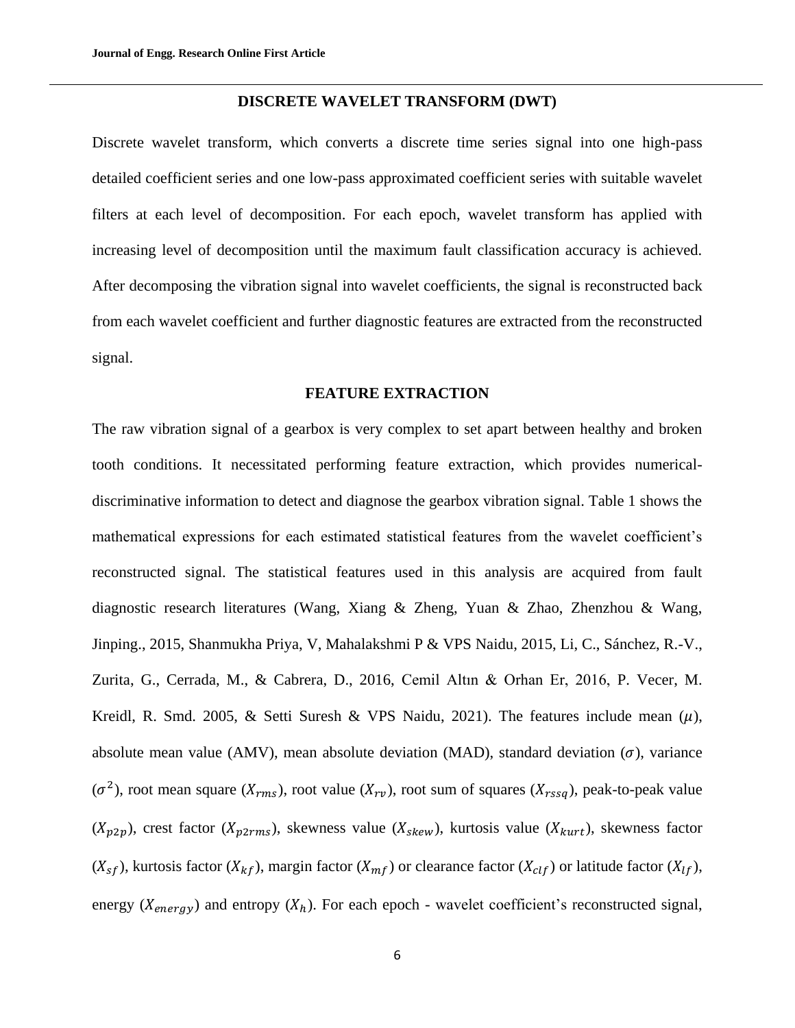## DISCRETE WAVELET TRANSFORM (DWT)

Discrete wavelet transform, which converts a discrete time series signal into one high-pass detailed coefficient series and one low-pass approximated coefficient series with suitable wavelet filters at each level of decomposition. For each epoch, wavelet transform has applied with increasing level of decomposition until the maximum fault classification accuracy is achieved. After decomposing the vibration signal into wavelet coefficients, the signal is reconstructed back from each wavelet coefficient and further diagnostic features are extracted from the reconstructed signal.

## FEATURE EXTRACTION

The raw vibration signal of a gearbox is very complex to set apart between healthy and broken tooth conditions. It necessitated performing feature extraction, which provides numerical-discriminative information to detect and diagnose the gearbox vibration signal. Table 1 shows the mathematical expressions for each estimated statistical features from the wavelet coefficient's reconstructed signal. The statistical features used in this analysis are acquired from fault diagnostic research literatures (Wang, Xiang & Zheng, Yuan & Zhao, Zhenzhou & Wang, Jinping., 2015, Shanmukha Priya, V, Mahalakshmi P & VPS Naidu, 2015, Li, C., Sánchez, R.-V., Zurita, G., Cerrada, M., & Cabrera, D., 2016, Cemil Altın & Orhan Er, 2016, P. Vecer, M. Kreidl, R. Smd. 2005, & Setti Suresh & VPS Naidu, 2021). The features include mean ($\mu$), absolute mean value (AMV), mean absolute deviation (MAD), standard deviation ($\sigma$), variance ($\sigma^2$), root mean square ($X_{rms}$), root value ($X_{rv}$), root sum of squares ($X_{rssq}$), peak-to-peak value ($X_{p2p}$), crest factor ($X_{p2rms}$), skewness value ($X_{skew}$), kurtosis value ($X_{kurt}$), skewness factor ($X_{sf}$), kurtosis factor ($X_{kf}$), margin factor ($X_{mf}$) or clearance factor ($X_{clf}$) or latitude factor ($X_{lf}$), energy ($X_{energy}$) and entropy ($X_h$). For each epoch - wavelet coefficient's reconstructed signal,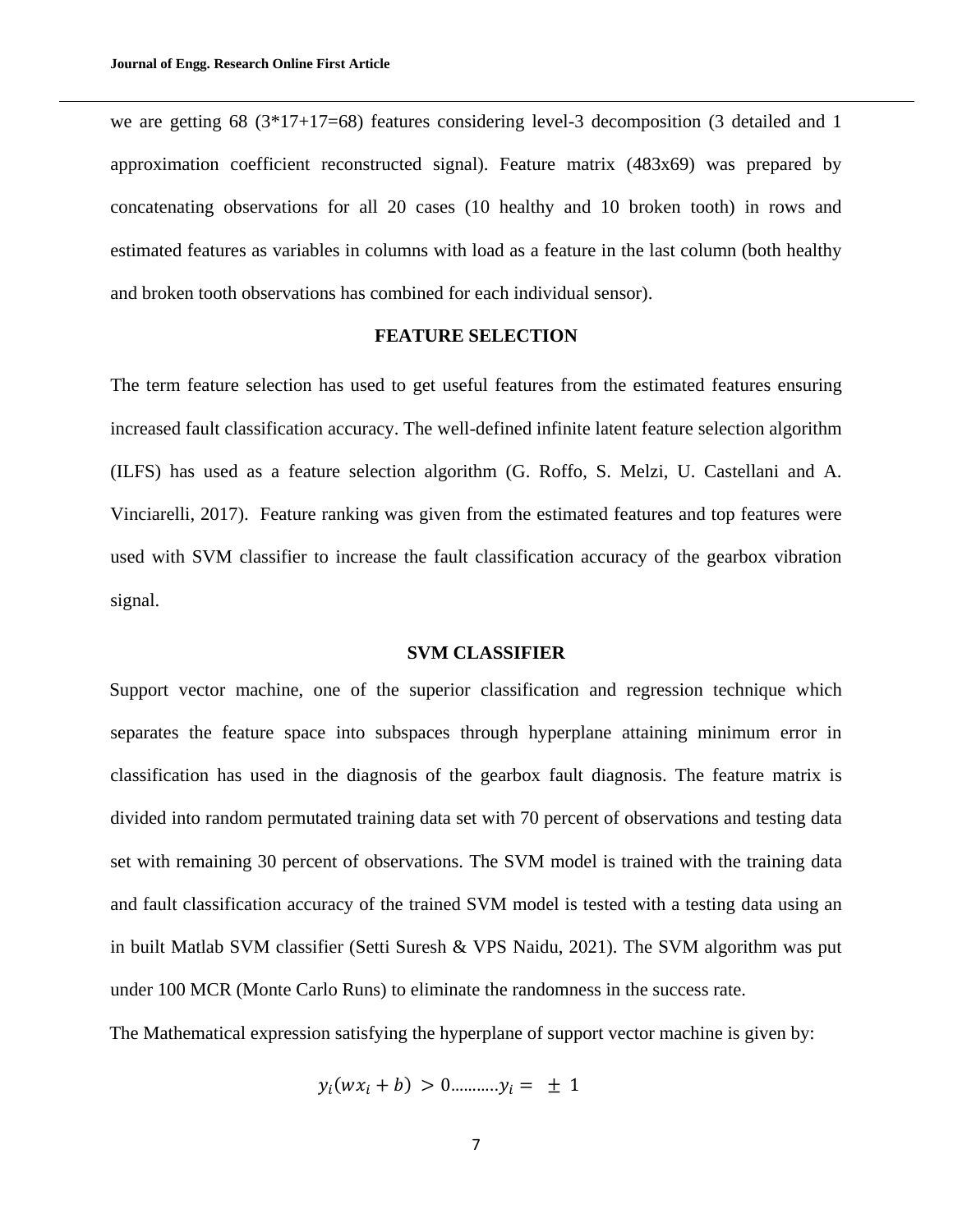we are getting 68 (3*17+17=68) features considering level-3 decomposition (3 detailed and 1 approximation coefficient reconstructed signal). Feature matrix (483x69) was prepared by concatenating observations for all 20 cases (10 healthy and 10 broken tooth) in rows and estimated features as variables in columns with load as a feature in the last column (both healthy and broken tooth observations has combined for each individual sensor).

## FEATURE SELECTION

The term feature selection has used to get useful features from the estimated features ensuring increased fault classification accuracy. The well-defined infinite latent feature selection algorithm (ILFS) has used as a feature selection algorithm (G. Roffo, S. Melzi, U. Castellani and A. Vinciarelli, 2017). Feature ranking was given from the estimated features and top features were used with SVM classifier to increase the fault classification accuracy of the gearbox vibration signal.

## SVM CLASSIFIER

Support vector machine, one of the superior classification and regression technique which separates the feature space into subspaces through hyperplane attaining minimum error in classification has used in the diagnosis of the gearbox fault diagnosis. The feature matrix is divided into random permutated training data set with 70 percent of observations and testing data set with remaining 30 percent of observations. The SVM model is trained with the training data and fault classification accuracy of the trained SVM model is tested with a testing data using an in built Matlab SVM classifier (Setti Suresh & VPS Naidu, 2021). The SVM algorithm was put under 100 MCR (Monte Carlo Runs) to eliminate the randomness in the success rate.

The Mathematical expression satisfying the hyperplane of support vector machine is given by:

$$y_i(wx_i + b) > 0 \ldots\ldots\ldots\ldots y_i = \pm 1$$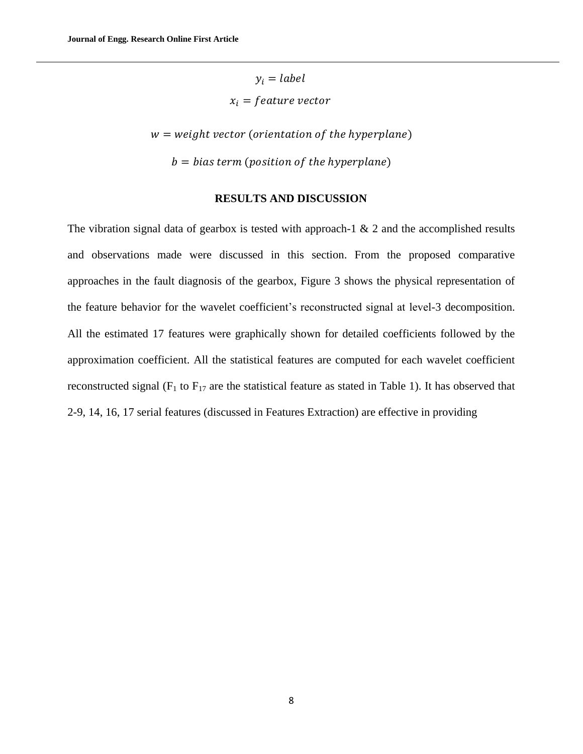$$y_i = label$$

$$x_i = feature\ vector$$

$$w = weight\ vector\ (orientation\ of\ the\ hyperplane)$$

$$b = bias\ term\ (position\ of\ the\ hyperplane)$$

## RESULTS AND DISCUSSION

The vibration signal data of gearbox is tested with approach-1 & 2 and the accomplished results and observations made were discussed in this section. From the proposed comparative approaches in the fault diagnosis of the gearbox, Figure 3 shows the physical representation of the feature behavior for the wavelet coefficient's reconstructed signal at level-3 decomposition. All the estimated 17 features were graphically shown for detailed coefficients followed by the approximation coefficient. All the statistical features are computed for each wavelet coefficient reconstructed signal ($F_1$ to $F_{17}$ are the statistical feature as stated in Table 1). It has observed that 2-9, 14, 16, 17 serial features (discussed in Features Extraction) are effective in providing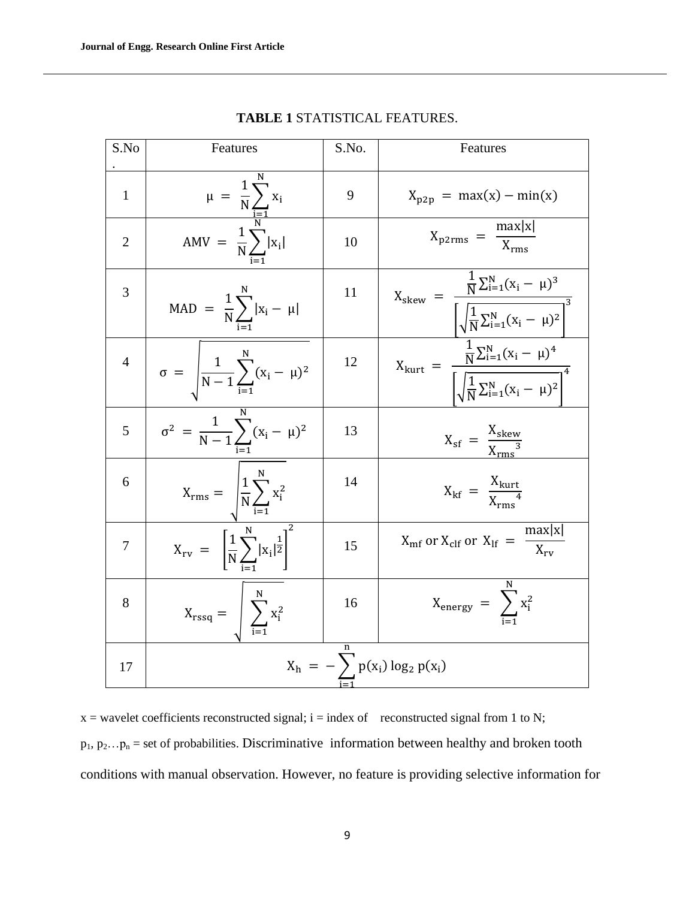**TABLE 1** STATISTICAL FEATURES.

| S.No. | Features | S.No. | Features |
|---|---|---|---|
| 1 | $\mu = \frac{1}{N}\sum_{i=1}^{N} x_i$ | 9 | $X_{p2p} = \max(x) - \min(x)$ |
| 2 | $AMV = \frac{1}{N}\sum_{i=1}^{N} \lvert x_i \rvert$ | 10 | $X_{p2rms} = \frac{\max\lvert x \rvert}{X_{rms}}$ |
| 3 | $MAD = \frac{1}{N}\sum_{i=1}^{N} \lvert x_i - \mu \rvert$ | 11 | $X_{skew} = \frac{\frac{1}{N}\sum_{i=1}^{N}(x_i - \mu)^3}{\left[\sqrt{\frac{1}{N}\sum_{i=1}^{N}(x_i - \mu)^2}\right]^3}$ |
| 4 | $\sigma = \sqrt{\frac{1}{N-1}\sum_{i=1}^{N}(x_i - \mu)^2}$ | 12 | $X_{kurt} = \frac{\frac{1}{N}\sum_{i=1}^{N}(x_i - \mu)^4}{\left[\sqrt{\frac{1}{N}\sum_{i=1}^{N}(x_i - \mu)^2}\right]^4}$ |
| 5 | $\sigma^2 = \frac{1}{N-1}\sum_{i=1}^{N}(x_i - \mu)^2$ | 13 | $X_{sf} = \frac{X_{skew}}{{X_{rms}}^3}$ |
| 6 | $X_{rms} = \sqrt{\frac{1}{N}\sum_{i=1}^{N} x_i^2}$ | 14 | $X_{kf} = \frac{X_{kurt}}{{X_{rms}}^4}$ |
| 7 | $X_{rv} = \left[\frac{1}{N}\sum_{i=1}^{N} \lvert x_i \rvert^{\frac{1}{2}}\right]^2$ | 15 | $X_{mf}$ or $X_{clf}$ or $X_{lf} = \frac{\max\lvert x \rvert}{X_{rv}}$ |
| 8 | $X_{rssq} = \sqrt{\sum_{i=1}^{N} x_i^2}$ | 16 | $X_{energy} = \sum_{i=1}^{N} x_i^2$ |
| 17 | $X_h = -\sum_{i=1}^{n} p(x_i)\log_2 p(x_i)$ | | |

x = wavelet coefficients reconstructed signal; i = index of reconstructed signal from 1 to N;

$p_1, p_2 \ldots p_n$ = set of probabilities. Discriminative information between healthy and broken tooth conditions with manual observation. However, no feature is providing selective information for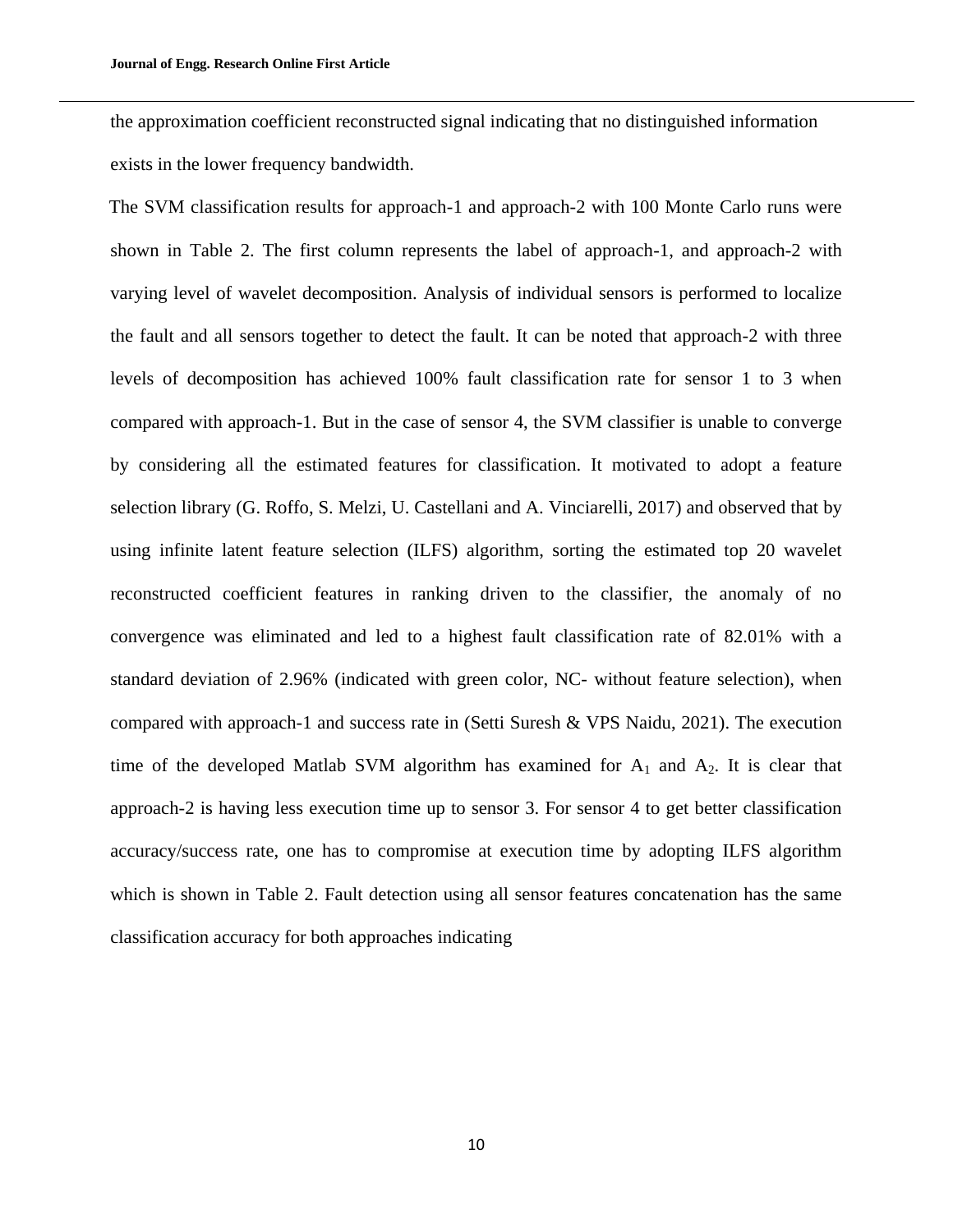the approximation coefficient reconstructed signal indicating that no distinguished information exists in the lower frequency bandwidth.

The SVM classification results for approach-1 and approach-2 with 100 Monte Carlo runs were shown in Table 2. The first column represents the label of approach-1, and approach-2 with varying level of wavelet decomposition. Analysis of individual sensors is performed to localize the fault and all sensors together to detect the fault. It can be noted that approach-2 with three levels of decomposition has achieved 100% fault classification rate for sensor 1 to 3 when compared with approach-1. But in the case of sensor 4, the SVM classifier is unable to converge by considering all the estimated features for classification. It motivated to adopt a feature selection library (G. Roffo, S. Melzi, U. Castellani and A. Vinciarelli, 2017) and observed that by using infinite latent feature selection (ILFS) algorithm, sorting the estimated top 20 wavelet reconstructed coefficient features in ranking driven to the classifier, the anomaly of no convergence was eliminated and led to a highest fault classification rate of 82.01% with a standard deviation of 2.96% (indicated with green color, NC- without feature selection), when compared with approach-1 and success rate in (Setti Suresh & VPS Naidu, 2021). The execution time of the developed Matlab SVM algorithm has examined for $A_1$ and $A_2$. It is clear that approach-2 is having less execution time up to sensor 3. For sensor 4 to get better classification accuracy/success rate, one has to compromise at execution time by adopting ILFS algorithm which is shown in Table 2. Fault detection using all sensor features concatenation has the same classification accuracy for both approaches indicating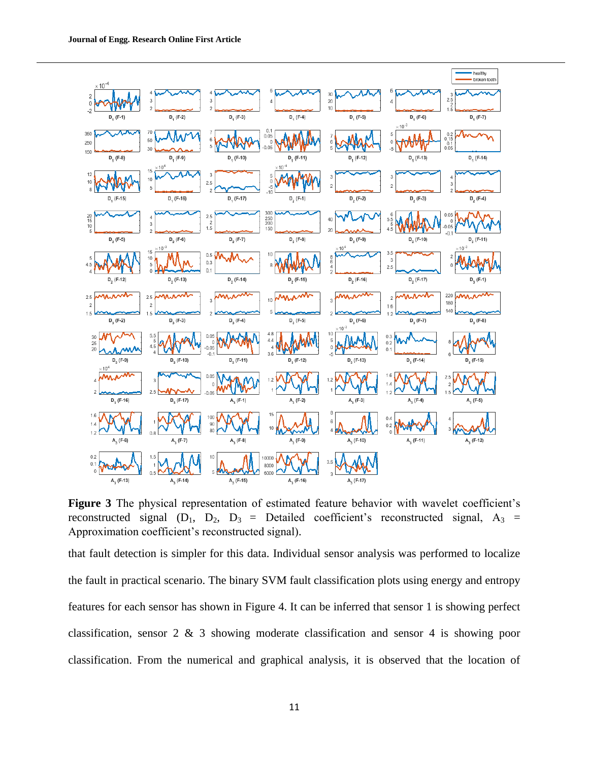**Figure 3** The physical representation of estimated feature behavior with wavelet coefficient's reconstructed signal ($D_1$, $D_2$, $D_3$ = Detailed coefficient's reconstructed signal, $A_3$ = Approximation coefficient's reconstructed signal).

that fault detection is simpler for this data. Individual sensor analysis was performed to localize the fault in practical scenario. The binary SVM fault classification plots using energy and entropy features for each sensor has shown in Figure 4. It can be inferred that sensor 1 is showing perfect classification, sensor 2 & 3 showing moderate classification and sensor 4 is showing poor classification. From the numerical and graphical analysis, it is observed that the location of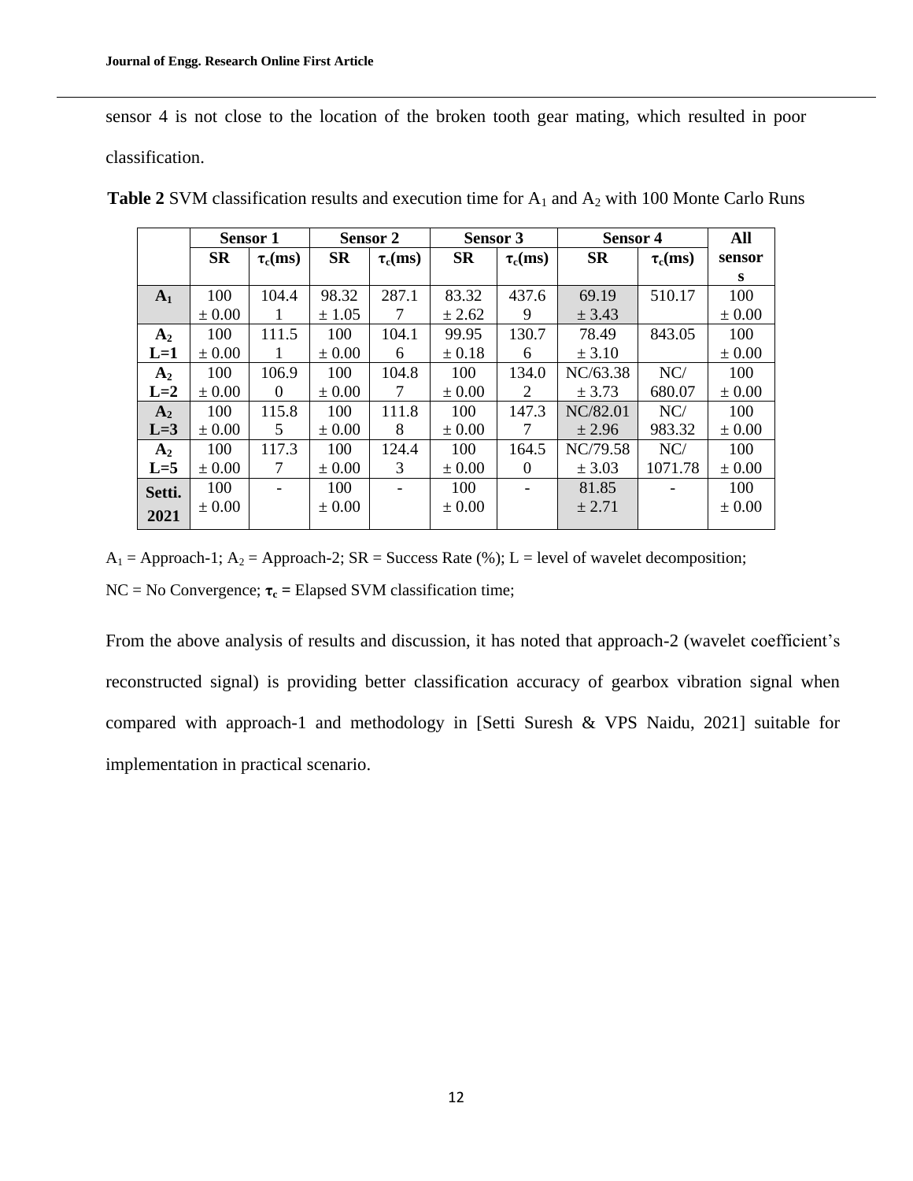sensor 4 is not close to the location of the broken tooth gear mating, which resulted in poor classification.

**Table 2** SVM classification results and execution time for $A_1$ and $A_2$ with 100 Monte Carlo Runs

| | Sensor 1 | | Sensor 2 | | Sensor 3 | | Sensor 4 | | All sensors |
|---|---|---|---|---|---|---|---|---|---|
| | **SR** | **$\tau_c$(ms)** | **SR** | **$\tau_c$(ms)** | **SR** | **$\tau_c$(ms)** | **SR** | **$\tau_c$(ms)** | |
| **$A_1$** | 100 ± 0.00 | 104.41 | 98.32 ± 1.05 | 287.17 | 83.32 ± 2.62 | 437.69 | 69.19 ± 3.43 | 510.17 | 100 ± 0.00 |
| **$A_2$ L=1** | 100 ± 0.00 | 111.51 | 100 ± 0.00 | 104.16 | 99.95 ± 0.18 | 130.76 | 78.49 ± 3.10 | 843.05 | 100 ± 0.00 |
| **$A_2$ L=2** | 100 ± 0.00 | 106.90 | 100 ± 0.00 | 104.87 | 100 ± 0.00 | 134.02 | NC/63.38 ± 3.73 | NC/ 680.07 | 100 ± 0.00 |
| **$A_2$ L=3** | 100 ± 0.00 | 115.85 | 100 ± 0.00 | 111.88 | 100 ± 0.00 | 147.37 | NC/82.01 ± 2.96 | NC/ 983.32 | 100 ± 0.00 |
| **$A_2$ L=5** | 100 ± 0.00 | 117.37 | 100 ± 0.00 | 124.43 | 100 ± 0.00 | 164.50 | NC/79.58 ± 3.03 | NC/ 1071.78 | 100 ± 0.00 |
| **Setti. 2021** | 100 ± 0.00 | - | 100 ± 0.00 | - | 100 ± 0.00 | - | 81.85 ± 2.71 | - | 100 ± 0.00 |

$A_1$ = Approach-1; $A_2$ = Approach-2; SR = Success Rate (%); L = level of wavelet decomposition;
NC = No Convergence; $\tau_c$ = Elapsed SVM classification time;

From the above analysis of results and discussion, it has noted that approach-2 (wavelet coefficient's reconstructed signal) is providing better classification accuracy of gearbox vibration signal when compared with approach-1 and methodology in [Setti Suresh & VPS Naidu, 2021] suitable for implementation in practical scenario.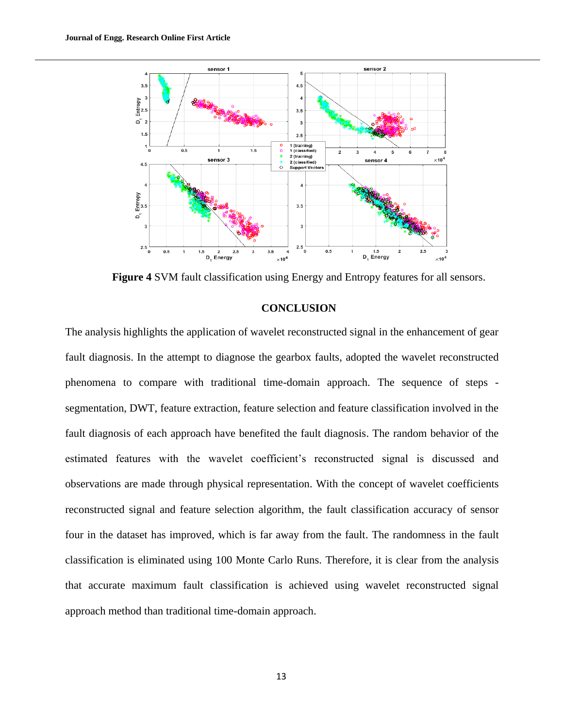**Figure 4** SVM fault classification using Energy and Entropy features for all sensors.

## CONCLUSION

The analysis highlights the application of wavelet reconstructed signal in the enhancement of gear fault diagnosis. In the attempt to diagnose the gearbox faults, adopted the wavelet reconstructed phenomena to compare with traditional time-domain approach. The sequence of steps - segmentation, DWT, feature extraction, feature selection and feature classification involved in the fault diagnosis of each approach have benefited the fault diagnosis. The random behavior of the estimated features with the wavelet coefficient's reconstructed signal is discussed and observations are made through physical representation. With the concept of wavelet coefficients reconstructed signal and feature selection algorithm, the fault classification accuracy of sensor four in the dataset has improved, which is far away from the fault. The randomness in the fault classification is eliminated using 100 Monte Carlo Runs. Therefore, it is clear from the analysis that accurate maximum fault classification is achieved using wavelet reconstructed signal approach method than traditional time-domain approach.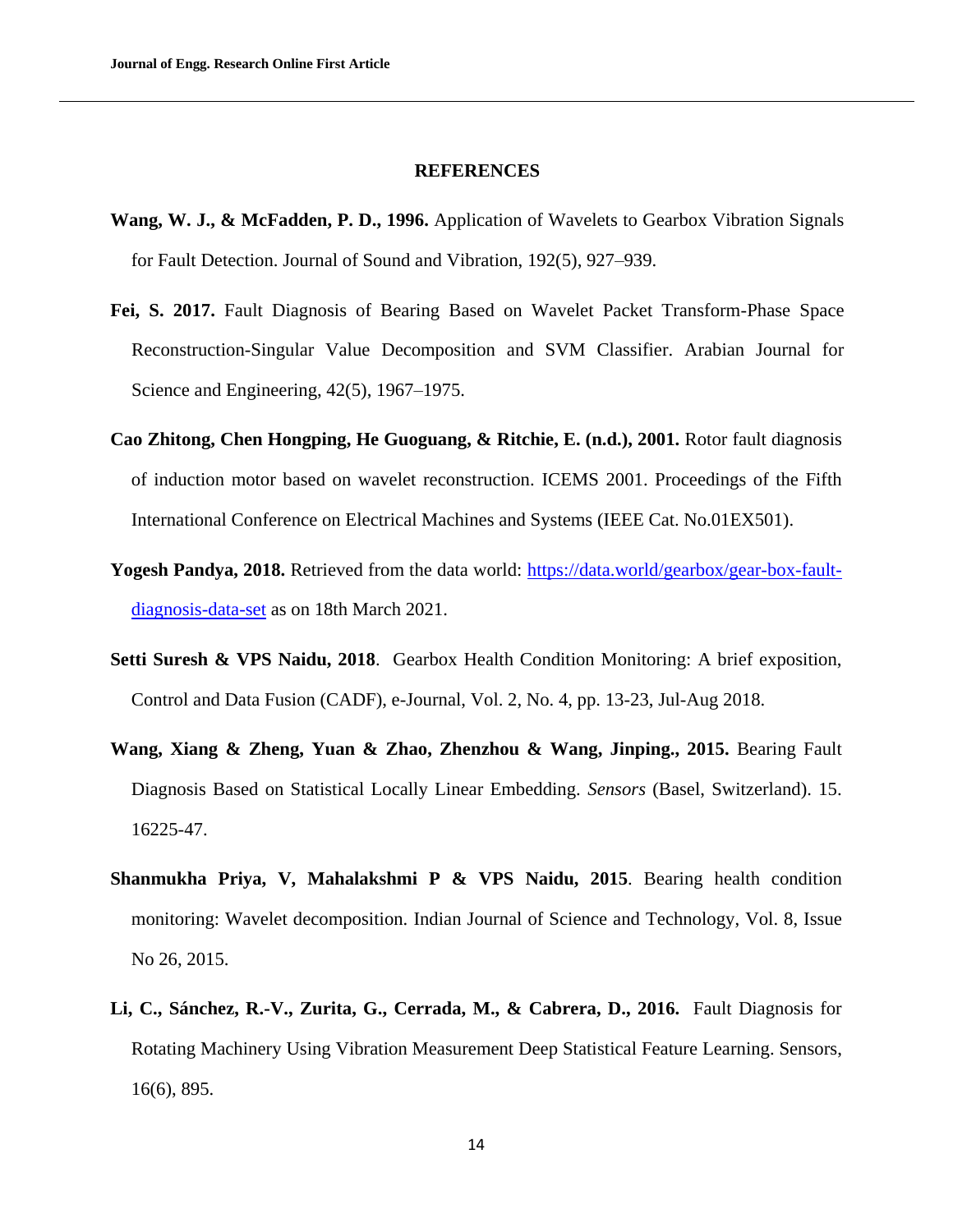## REFERENCES

**Wang, W. J., & McFadden, P. D., 1996.** Application of Wavelets to Gearbox Vibration Signals for Fault Detection. Journal of Sound and Vibration, 192(5), 927–939.

**Fei, S. 2017.** Fault Diagnosis of Bearing Based on Wavelet Packet Transform-Phase Space Reconstruction-Singular Value Decomposition and SVM Classifier. Arabian Journal for Science and Engineering, 42(5), 1967–1975.

**Cao Zhitong, Chen Hongping, He Guoguang, & Ritchie, E. (n.d.), 2001.** Rotor fault diagnosis of induction motor based on wavelet reconstruction. ICEMS 2001. Proceedings of the Fifth International Conference on Electrical Machines and Systems (IEEE Cat. No.01EX501).

**Yogesh Pandya, 2018.** Retrieved from the data world: [https://data.world/gearbox/gear-box-fault-diagnosis-data-set](https://data.world/gearbox/gear-box-fault-diagnosis-data-set) as on 18th March 2021.

**Setti Suresh & VPS Naidu, 2018**. Gearbox Health Condition Monitoring: A brief exposition, Control and Data Fusion (CADF), e-Journal, Vol. 2, No. 4, pp. 13-23, Jul-Aug 2018.

**Wang, Xiang & Zheng, Yuan & Zhao, Zhenzhou & Wang, Jinping., 2015.** Bearing Fault Diagnosis Based on Statistical Locally Linear Embedding. *Sensors* (Basel, Switzerland). 15. 16225-47.

**Shanmukha Priya, V, Mahalakshmi P & VPS Naidu, 2015**. Bearing health condition monitoring: Wavelet decomposition. Indian Journal of Science and Technology, Vol. 8, Issue No 26, 2015.

**Li, C., Sánchez, R.-V., Zurita, G., Cerrada, M., & Cabrera, D., 2016.** Fault Diagnosis for Rotating Machinery Using Vibration Measurement Deep Statistical Feature Learning. Sensors, 16(6), 895.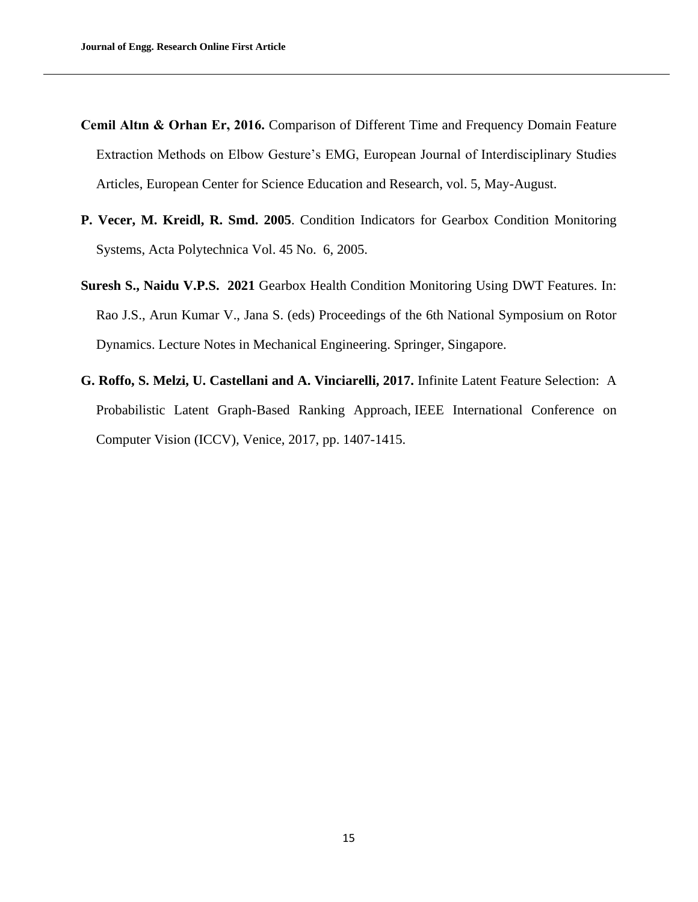**Cemil Altın & Orhan Er, 2016.** Comparison of Different Time and Frequency Domain Feature Extraction Methods on Elbow Gesture's EMG, European Journal of Interdisciplinary Studies Articles, European Center for Science Education and Research, vol. 5, May-August.

**P. Vecer, M. Kreidl, R. Smd. 2005**. Condition Indicators for Gearbox Condition Monitoring Systems, Acta Polytechnica Vol. 45 No. 6, 2005.

**Suresh S., Naidu V.P.S. 2021** Gearbox Health Condition Monitoring Using DWT Features. In: Rao J.S., Arun Kumar V., Jana S. (eds) Proceedings of the 6th National Symposium on Rotor Dynamics. Lecture Notes in Mechanical Engineering. Springer, Singapore.

**G. Roffo, S. Melzi, U. Castellani and A. Vinciarelli, 2017.** Infinite Latent Feature Selection: A Probabilistic Latent Graph-Based Ranking Approach, IEEE International Conference on Computer Vision (ICCV), Venice, 2017, pp. 1407-1415.